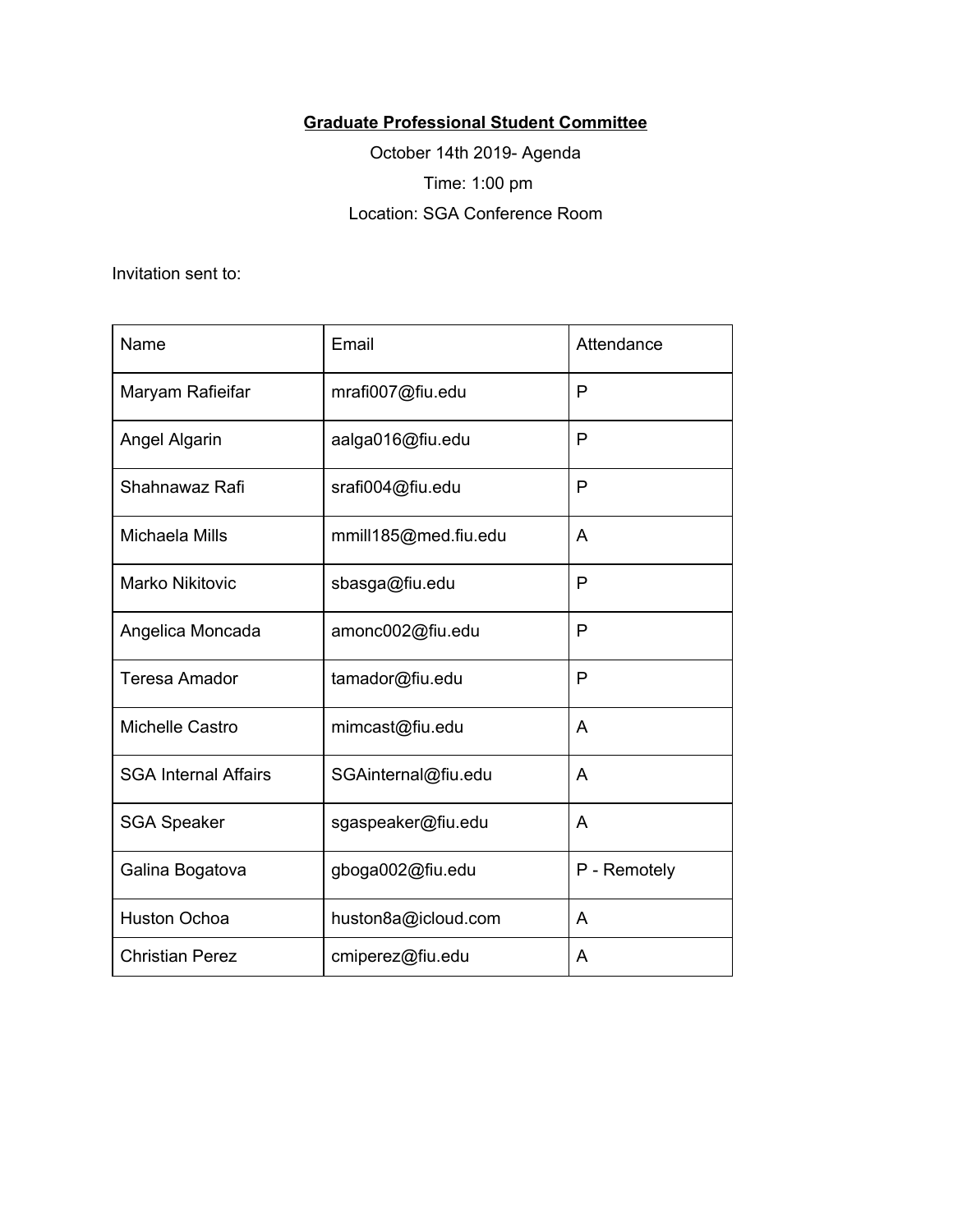**Graduate Professional Student Committee**

October 14th 2019- Agenda

Time: 1:00 pm

Location: SGA Conference Room

Invitation sent to:

| Name | Email | Attendance |
|---|---|---|
| Maryam Rafieifar | mrafi007@fiu.edu | P |
| Angel Algarin | aalga016@fiu.edu | P |
| Shahnawaz Rafi | srafi004@fiu.edu | P |
| Michaela Mills | mmill185@med.fiu.edu | A |
| Marko Nikitovic | sbasga@fiu.edu | P |
| Angelica Moncada | amonc002@fiu.edu | P |
| Teresa Amador | tamador@fiu.edu | P |
| Michelle Castro | mimcast@fiu.edu | A |
| SGA Internal Affairs | SGAinternal@fiu.edu | A |
| SGA Speaker | sgaspeaker@fiu.edu | A |
| Galina Bogatova | gboga002@fiu.edu | P - Remotely |
| Huston Ochoa | huston8a@icloud.com | A |
| Christian Perez | cmiperez@fiu.edu | A |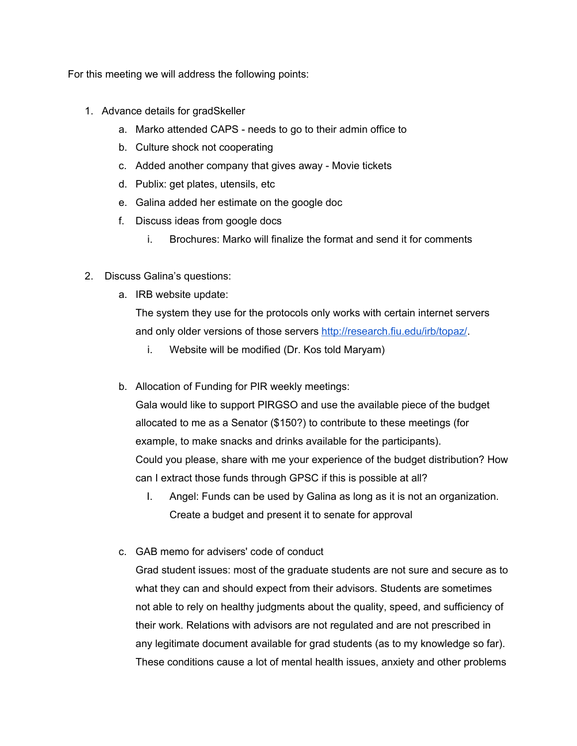For this meeting we will address the following points:

1. Advance details for gradSkeller
    a. Marko attended CAPS - needs to go to their admin office to
    b. Culture shock not cooperating
    c. Added another company that gives away - Movie tickets
    d. Publix: get plates, utensils, etc
    e. Galina added her estimate on the google doc
    f. Discuss ideas from google docs
        i. Brochures: Marko will finalize the format and send it for comments

2. Discuss Galina's questions:
    a. IRB website update:
       The system they use for the protocols only works with certain internet servers and only older versions of those servers [http://research.fiu.edu/irb/topaz/](http://research.fiu.edu/irb/topaz/).
        i. Website will be modified (Dr. Kos told Maryam)

    b. Allocation of Funding for PIR weekly meetings:
       Gala would like to support PIRGSO and use the available piece of the budget allocated to me as a Senator ($150?) to contribute to these meetings (for example, to make snacks and drinks available for the participants).
       Could you please, share with me your experience of the budget distribution? How can I extract those funds through GPSC if this is possible at all?
        I. Angel: Funds can be used by Galina as long as it is not an organization. Create a budget and present it to senate for approval

    c. GAB memo for advisers' code of conduct
       Grad student issues: most of the graduate students are not sure and secure as to what they can and should expect from their advisors. Students are sometimes not able to rely on healthy judgments about the quality, speed, and sufficiency of their work. Relations with advisors are not regulated and are not prescribed in any legitimate document available for grad students (as to my knowledge so far). These conditions cause a lot of mental health issues, anxiety and other problems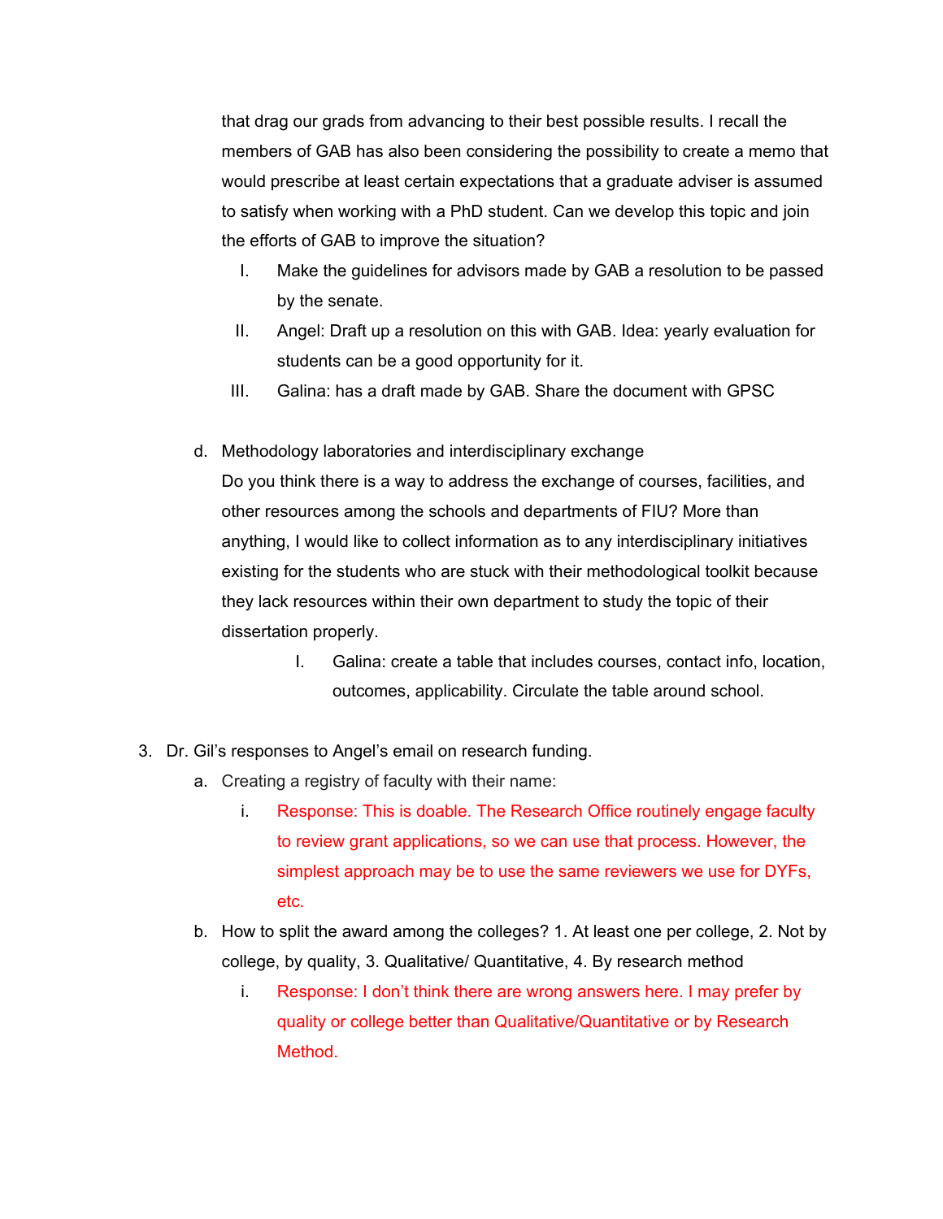that drag our grads from advancing to their best possible results. I recall the members of GAB has also been considering the possibility to create a memo that would prescribe at least certain expectations that a graduate adviser is assumed to satisfy when working with a PhD student. Can we develop this topic and join the efforts of GAB to improve the situation?

  I. Make the guidelines for advisors made by GAB a resolution to be passed by the senate.
  II. Angel: Draft up a resolution on this with GAB. Idea: yearly evaluation for students can be a good opportunity for it.
  III. Galina: has a draft made by GAB. Share the document with GPSC

d. Methodology laboratories and interdisciplinary exchange
   Do you think there is a way to address the exchange of courses, facilities, and other resources among the schools and departments of FIU? More than anything, I would like to collect information as to any interdisciplinary initiatives existing for the students who are stuck with their methodological toolkit because they lack resources within their own department to study the topic of their dissertation properly.

      I. Galina: create a table that includes courses, contact info, location, outcomes, applicability. Circulate the table around school.

3. Dr. Gil's responses to Angel's email on research funding.
   a. Creating a registry of faculty with their name:
      i. Response: This is doable. The Research Office routinely engage faculty to review grant applications, so we can use that process. However, the simplest approach may be to use the same reviewers we use for DYFs, etc.
   b. How to split the award among the colleges? 1. At least one per college, 2. Not by college, by quality, 3. Qualitative/ Quantitative, 4. By research method
      i. Response: I don't think there are wrong answers here. I may prefer by quality or college better than Qualitative/Quantitative or by Research Method.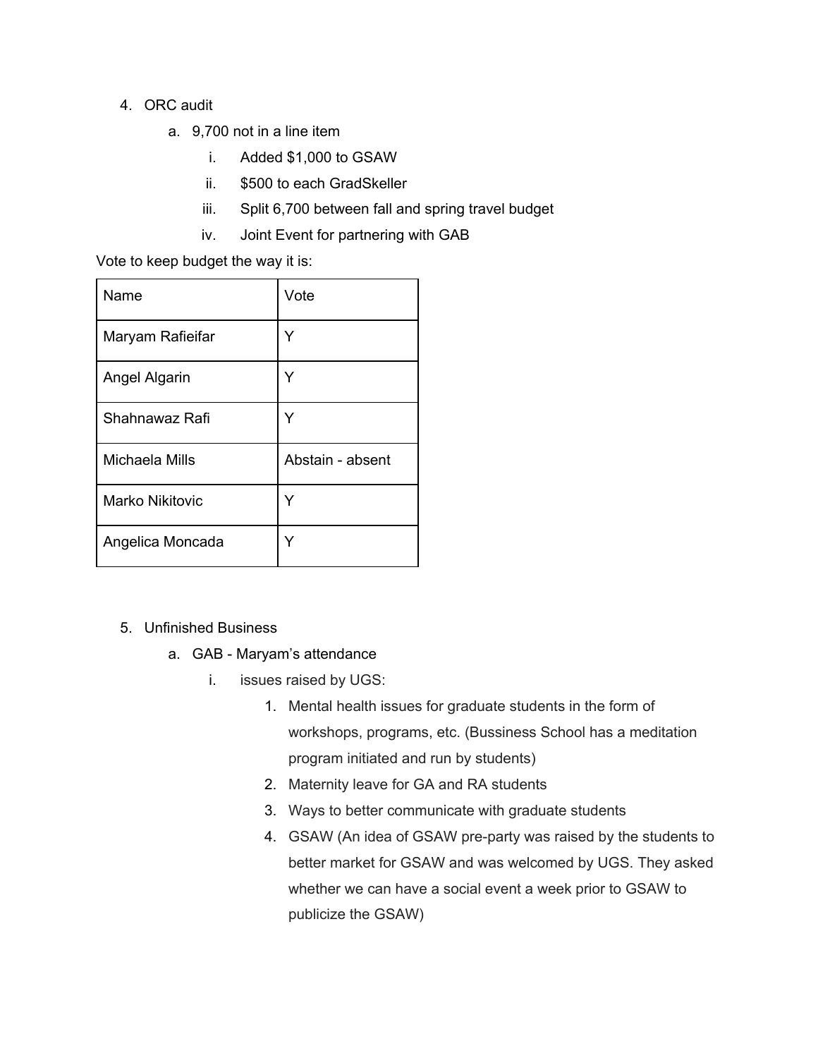4. ORC audit
   a. 9,700 not in a line item
      i. Added $1,000 to GSAW
      ii. $500 to each GradSkeller
      iii. Split 6,700 between fall and spring travel budget
      iv. Joint Event for partnering with GAB

Vote to keep budget the way it is:

| Name | Vote |
|---|---|
| Maryam Rafieifar | Y |
| Angel Algarin | Y |
| Shahnawaz Rafi | Y |
| Michaela Mills | Abstain - absent |
| Marko Nikitovic | Y |
| Angelica Moncada | Y |

5. Unfinished Business
   a. GAB - Maryam's attendance
      i. issues raised by UGS:
         1. Mental health issues for graduate students in the form of workshops, programs, etc. (Bussiness School has a meditation program initiated and run by students)
         2. Maternity leave for GA and RA students
         3. Ways to better communicate with graduate students
         4. GSAW (An idea of GSAW pre-party was raised by the students to better market for GSAW and was welcomed by UGS. They asked whether we can have a social event a week prior to GSAW to publicize the GSAW)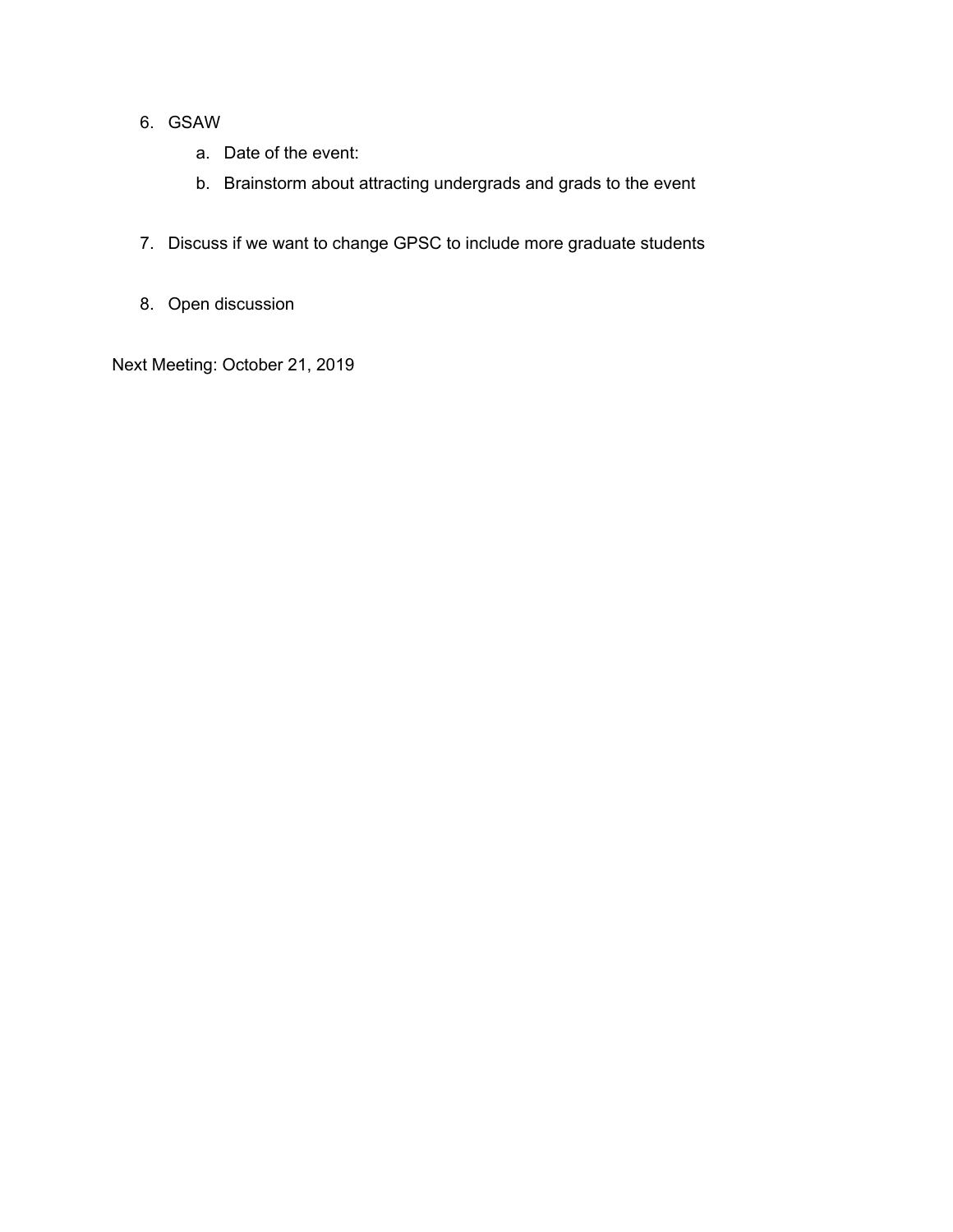6. GSAW
    a. Date of the event:
    b. Brainstorm about attracting undergrads and grads to the event

7. Discuss if we want to change GPSC to include more graduate students

8. Open discussion

Next Meeting: October 21, 2019